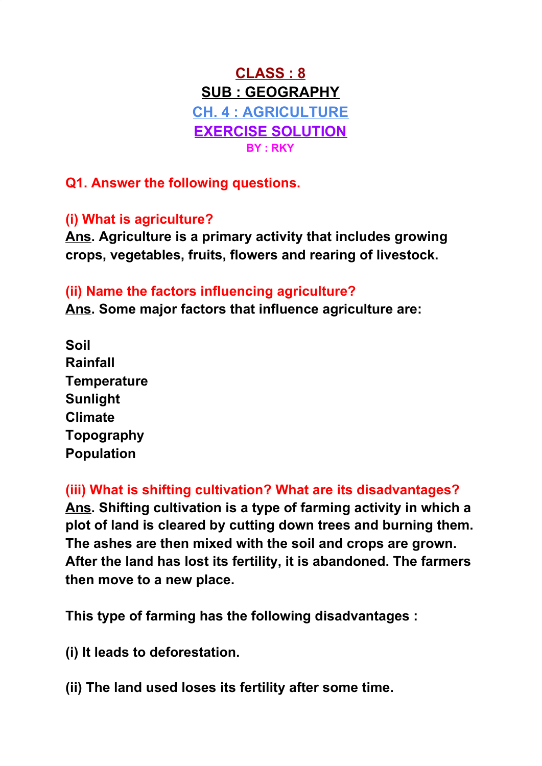# CLASS : 8

## SUB : GEOGRAPHY

## CH. 4 : AGRICULTURE

## EXERCISE SOLUTION

**BY : RKY**

### Q1. Answer the following questions.

**(i) What is agriculture?**

**Ans. Agriculture is a primary activity that includes growing crops, vegetables, fruits, flowers and rearing of livestock.**

**(ii) Name the factors influencing agriculture?**

**Ans. Some major factors that influence agriculture are:**

**Soil**
**Rainfall**
**Temperature**
**Sunlight**
**Climate**
**Topography**
**Population**

**(iii) What is shifting cultivation? What are its disadvantages?**

**Ans. Shifting cultivation is a type of farming activity in which a plot of land is cleared by cutting down trees and burning them. The ashes are then mixed with the soil and crops are grown. After the land has lost its fertility, it is abandoned. The farmers then move to a new place.**

**This type of farming has the following disadvantages :**

**(i) It leads to deforestation.**

**(ii) The land used loses its fertility after some time.**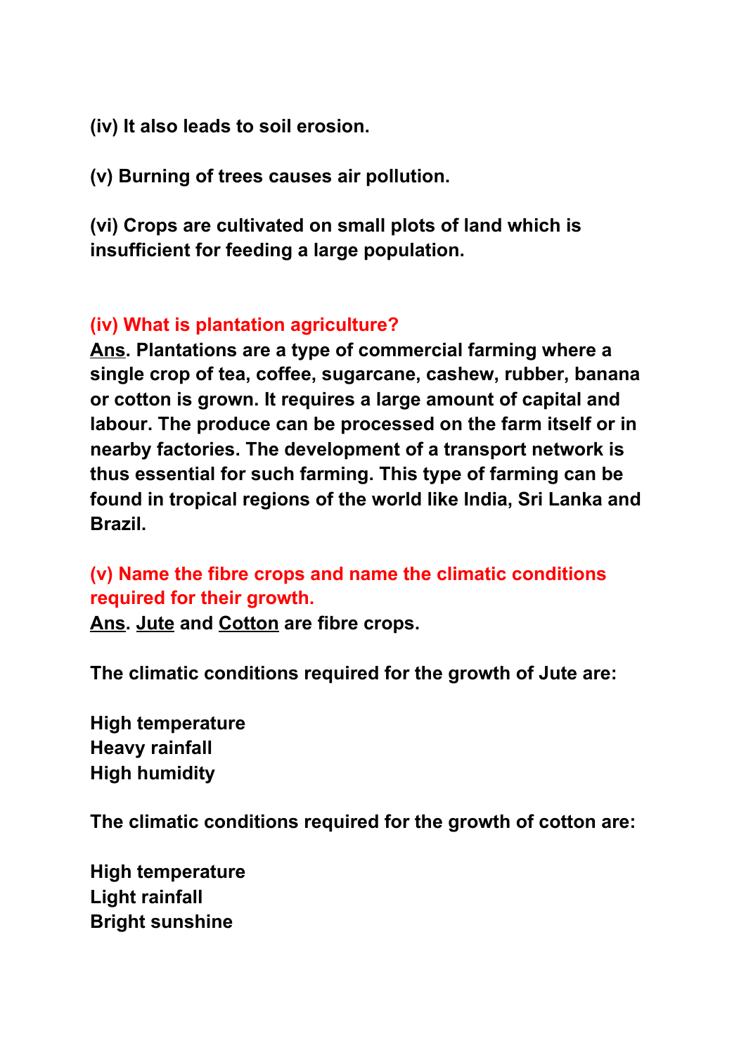**(iv) It also leads to soil erosion.**

**(v) Burning of trees causes air pollution.**

**(vi) Crops are cultivated on small plots of land which is insufficient for feeding a large population.**

**(iv) What is plantation agriculture?**

**Ans. Plantations are a type of commercial farming where a single crop of tea, coffee, sugarcane, cashew, rubber, banana or cotton is grown. It requires a large amount of capital and labour. The produce can be processed on the farm itself or in nearby factories. The development of a transport network is thus essential for such farming. This type of farming can be found in tropical regions of the world like India, Sri Lanka and Brazil.**

**(v) Name the fibre crops and name the climatic conditions required for their growth.**

**Ans. Jute and Cotton are fibre crops.**

**The climatic conditions required for the growth of Jute are:**

**High temperature**
**Heavy rainfall**
**High humidity**

**The climatic conditions required for the growth of cotton are:**

**High temperature**
**Light rainfall**
**Bright sunshine**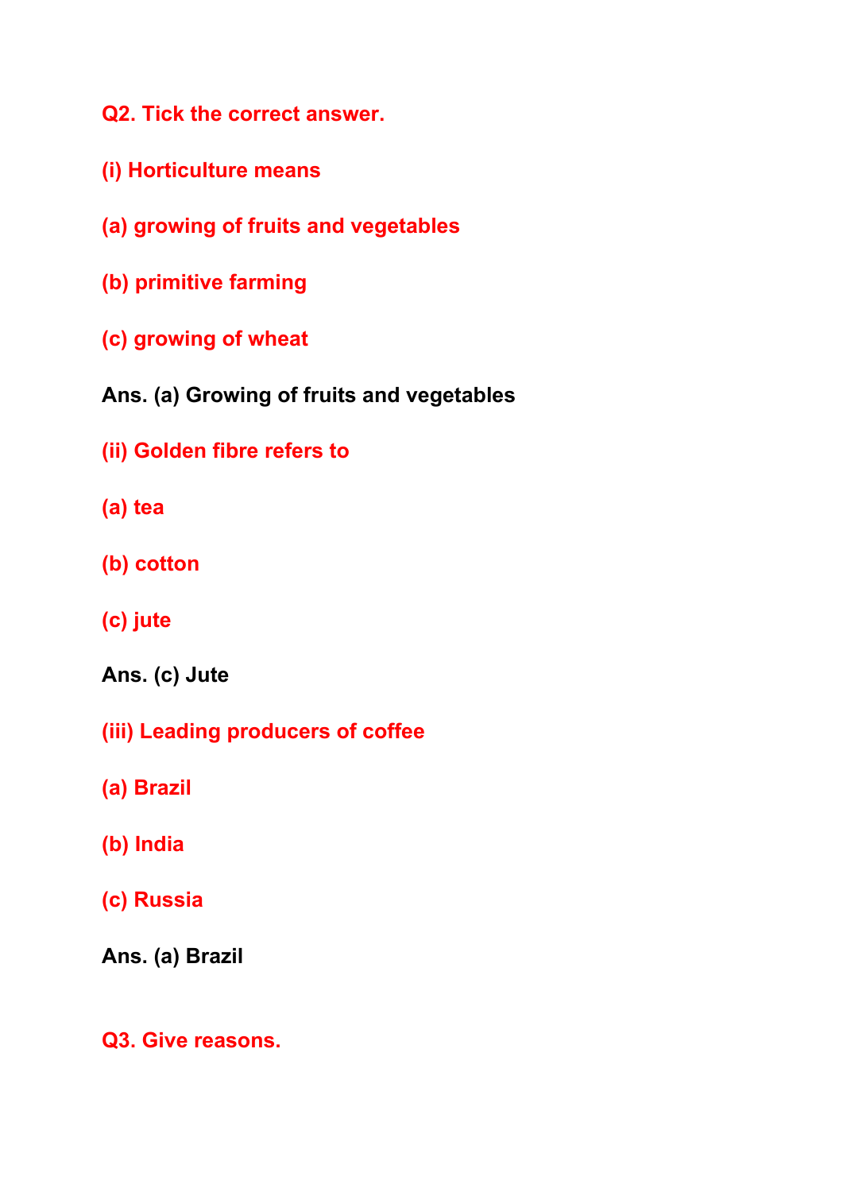**Q2. Tick the correct answer.**

**(i) Horticulture means**

**(a) growing of fruits and vegetables**

**(b) primitive farming**

**(c) growing of wheat**

**Ans. (a) Growing of fruits and vegetables**

**(ii) Golden fibre refers to**

**(a) tea**

**(b) cotton**

**(c) jute**

**Ans. (c) Jute**

**(iii) Leading producers of coffee**

**(a) Brazil**

**(b) India**

**(c) Russia**

**Ans. (a) Brazil**

**Q3. Give reasons.**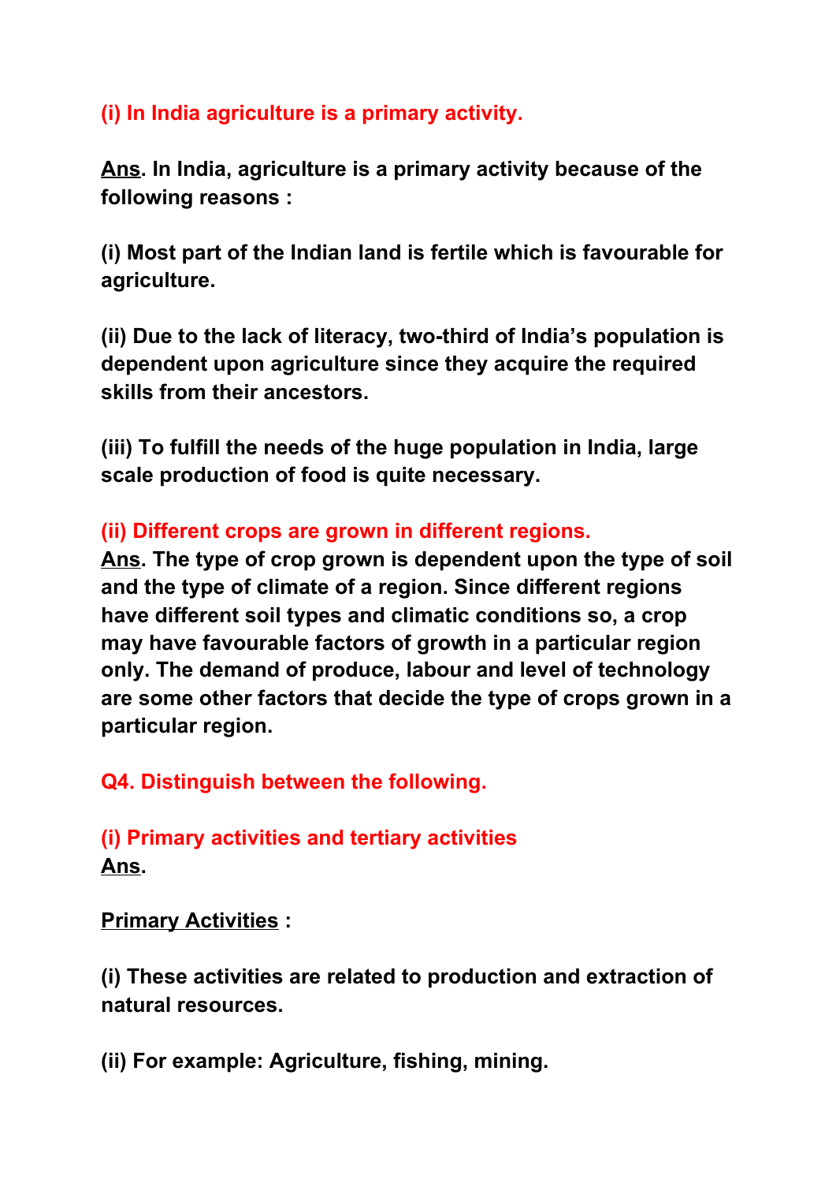**(i) In India agriculture is a primary activity.**

**<u>Ans</u>. In India, agriculture is a primary activity because of the following reasons :**

**(i) Most part of the Indian land is fertile which is favourable for agriculture.**

**(ii) Due to the lack of literacy, two-third of India's population is dependent upon agriculture since they acquire the required skills from their ancestors.**

**(iii) To fulfill the needs of the huge population in India, large scale production of food is quite necessary.**

**(ii) Different crops are grown in different regions.**

**<u>Ans</u>. The type of crop grown is dependent upon the type of soil and the type of climate of a region. Since different regions have different soil types and climatic conditions so, a crop may have favourable factors of growth in a particular region only. The demand of produce, labour and level of technology are some other factors that decide the type of crops grown in a particular region.**

**Q4. Distinguish between the following.**

**(i) Primary activities and tertiary activities**

**<u>Ans</u>.**

**<u>Primary Activities</u> :**

**(i) These activities are related to production and extraction of natural resources.**

**(ii) For example: Agriculture, fishing, mining.**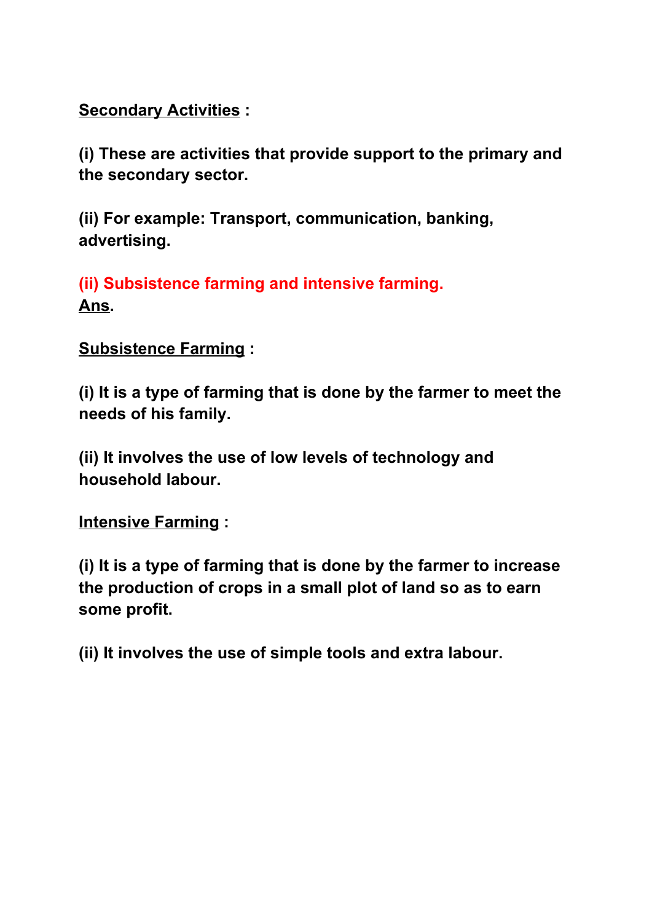**<u>Secondary Activities</u> :**

**(i) These are activities that provide support to the primary and the secondary sector.**

**(ii) For example: Transport, communication, banking, advertising.**

**(ii) Subsistence farming and intensive farming.**
**<u>Ans</u>.**

**<u>Subsistence Farming</u> :**

**(i) It is a type of farming that is done by the farmer to meet the needs of his family.**

**(ii) It involves the use of low levels of technology and household labour.**

**<u>Intensive Farming</u> :**

**(i) It is a type of farming that is done by the farmer to increase the production of crops in a small plot of land so as to earn some profit.**

**(ii) It involves the use of simple tools and extra labour.**